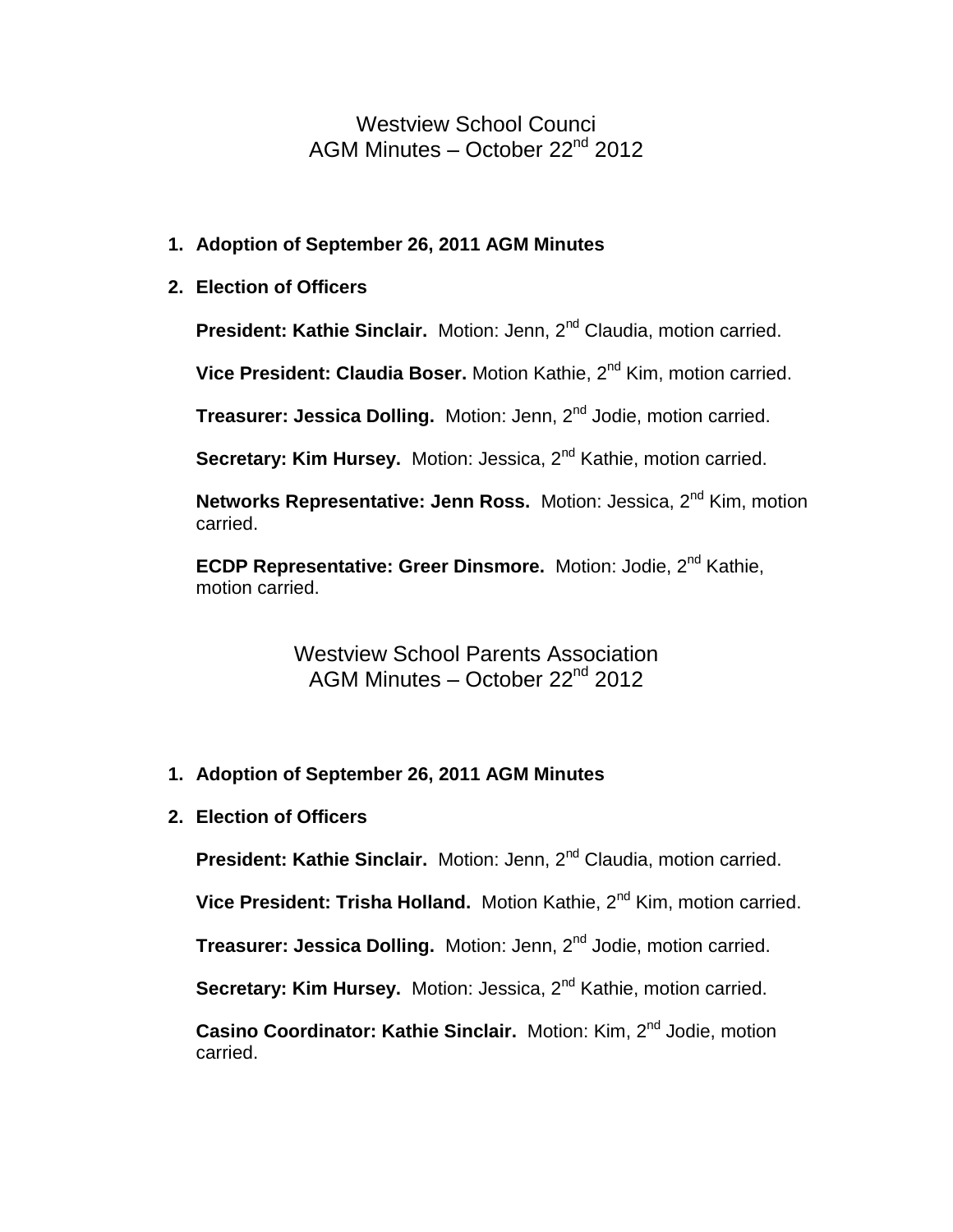# Westview School Counci
## AGM Minutes – October 22nd 2012

1. **Adoption of September 26, 2011 AGM Minutes**

2. **Election of Officers**

   **President: Kathie Sinclair.** Motion: Jenn, 2nd Claudia, motion carried.

   **Vice President: Claudia Boser.** Motion Kathie, 2nd Kim, motion carried.

   **Treasurer: Jessica Dolling.** Motion: Jenn, 2nd Jodie, motion carried.

   **Secretary: Kim Hursey.** Motion: Jessica, 2nd Kathie, motion carried.

   **Networks Representative: Jenn Ross.** Motion: Jessica, 2nd Kim, motion carried.

   **ECDP Representative: Greer Dinsmore.** Motion: Jodie, 2nd Kathie, motion carried.

# Westview School Parents Association
## AGM Minutes – October 22nd 2012

1. **Adoption of September 26, 2011 AGM Minutes**

2. **Election of Officers**

   **President: Kathie Sinclair.** Motion: Jenn, 2nd Claudia, motion carried.

   **Vice President: Trisha Holland.** Motion Kathie, 2nd Kim, motion carried.

   **Treasurer: Jessica Dolling.** Motion: Jenn, 2nd Jodie, motion carried.

   **Secretary: Kim Hursey.** Motion: Jessica, 2nd Kathie, motion carried.

   **Casino Coordinator: Kathie Sinclair.** Motion: Kim, 2nd Jodie, motion carried.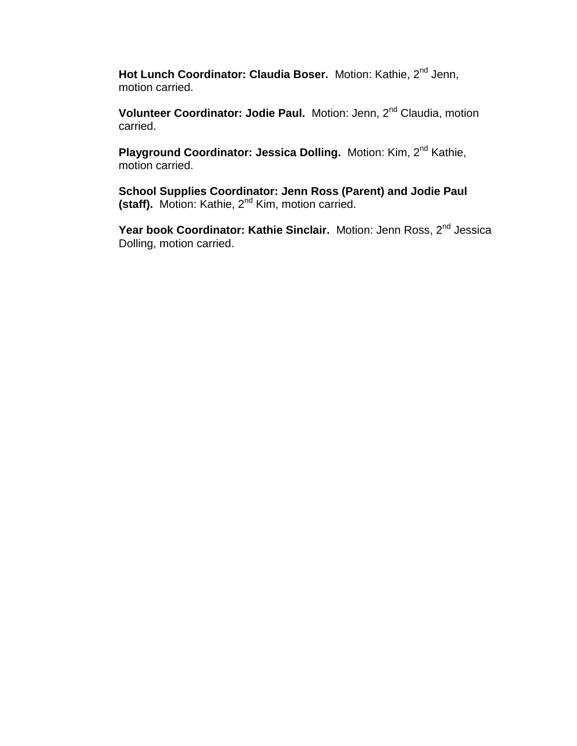**Hot Lunch Coordinator: Claudia Boser.** Motion: Kathie, 2nd Jenn, motion carried.

**Volunteer Coordinator: Jodie Paul.** Motion: Jenn, 2nd Claudia, motion carried.

**Playground Coordinator: Jessica Dolling.** Motion: Kim, 2nd Kathie, motion carried.

**School Supplies Coordinator: Jenn Ross (Parent) and Jodie Paul (staff).** Motion: Kathie, 2nd Kim, motion carried.

**Year book Coordinator: Kathie Sinclair.** Motion: Jenn Ross, 2nd Jessica Dolling, motion carried.